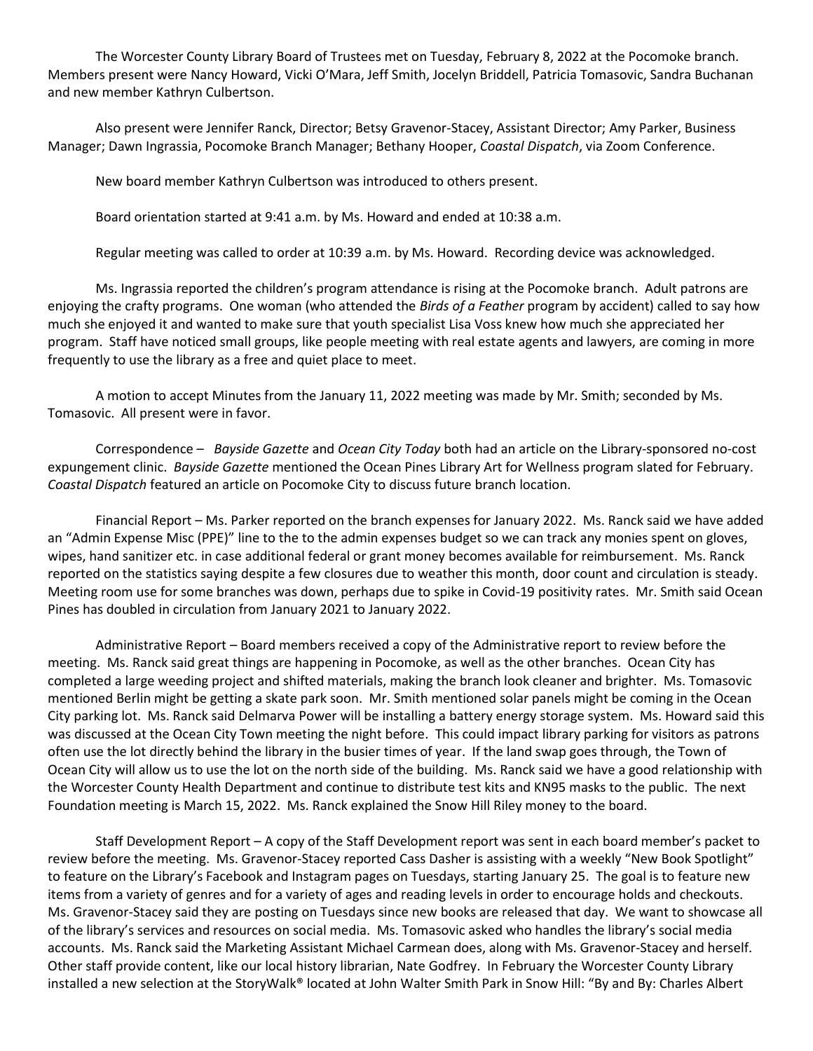The Worcester County Library Board of Trustees met on Tuesday, February 8, 2022 at the Pocomoke branch. Members present were Nancy Howard, Vicki O'Mara, Jeff Smith, Jocelyn Briddell, Patricia Tomasovic, Sandra Buchanan and new member Kathryn Culbertson.

Also present were Jennifer Ranck, Director; Betsy Gravenor-Stacey, Assistant Director; Amy Parker, Business Manager; Dawn Ingrassia, Pocomoke Branch Manager; Bethany Hooper, *Coastal Dispatch*, via Zoom Conference.

New board member Kathryn Culbertson was introduced to others present.

Board orientation started at 9:41 a.m. by Ms. Howard and ended at 10:38 a.m.

Regular meeting was called to order at 10:39 a.m. by Ms. Howard. Recording device was acknowledged.

Ms. Ingrassia reported the children's program attendance is rising at the Pocomoke branch. Adult patrons are enjoying the crafty programs. One woman (who attended the *Birds of a Feather* program by accident) called to say how much she enjoyed it and wanted to make sure that youth specialist Lisa Voss knew how much she appreciated her program. Staff have noticed small groups, like people meeting with real estate agents and lawyers, are coming in more frequently to use the library as a free and quiet place to meet.

A motion to accept Minutes from the January 11, 2022 meeting was made by Mr. Smith; seconded by Ms. Tomasovic. All present were in favor.

Correspondence – *Bayside Gazette* and *Ocean City Today* both had an article on the Library-sponsored no-cost expungement clinic. *Bayside Gazette* mentioned the Ocean Pines Library Art for Wellness program slated for February. *Coastal Dispatch* featured an article on Pocomoke City to discuss future branch location.

Financial Report – Ms. Parker reported on the branch expenses for January 2022. Ms. Ranck said we have added an "Admin Expense Misc (PPE)" line to the to the admin expenses budget so we can track any monies spent on gloves, wipes, hand sanitizer etc. in case additional federal or grant money becomes available for reimbursement. Ms. Ranck reported on the statistics saying despite a few closures due to weather this month, door count and circulation is steady. Meeting room use for some branches was down, perhaps due to spike in Covid-19 positivity rates. Mr. Smith said Ocean Pines has doubled in circulation from January 2021 to January 2022.

Administrative Report – Board members received a copy of the Administrative report to review before the meeting. Ms. Ranck said great things are happening in Pocomoke, as well as the other branches. Ocean City has completed a large weeding project and shifted materials, making the branch look cleaner and brighter. Ms. Tomasovic mentioned Berlin might be getting a skate park soon. Mr. Smith mentioned solar panels might be coming in the Ocean City parking lot. Ms. Ranck said Delmarva Power will be installing a battery energy storage system. Ms. Howard said this was discussed at the Ocean City Town meeting the night before. This could impact library parking for visitors as patrons often use the lot directly behind the library in the busier times of year. If the land swap goes through, the Town of Ocean City will allow us to use the lot on the north side of the building. Ms. Ranck said we have a good relationship with the Worcester County Health Department and continue to distribute test kits and KN95 masks to the public. The next Foundation meeting is March 15, 2022. Ms. Ranck explained the Snow Hill Riley money to the board.

Staff Development Report – A copy of the Staff Development report was sent in each board member's packet to review before the meeting. Ms. Gravenor-Stacey reported Cass Dasher is assisting with a weekly "New Book Spotlight" to feature on the Library's Facebook and Instagram pages on Tuesdays, starting January 25. The goal is to feature new items from a variety of genres and for a variety of ages and reading levels in order to encourage holds and checkouts. Ms. Gravenor-Stacey said they are posting on Tuesdays since new books are released that day. We want to showcase all of the library's services and resources on social media. Ms. Tomasovic asked who handles the library's social media accounts. Ms. Ranck said the Marketing Assistant Michael Carmean does, along with Ms. Gravenor-Stacey and herself. Other staff provide content, like our local history librarian, Nate Godfrey. In February the Worcester County Library installed a new selection at the StoryWalk® located at John Walter Smith Park in Snow Hill: "By and By: Charles Albert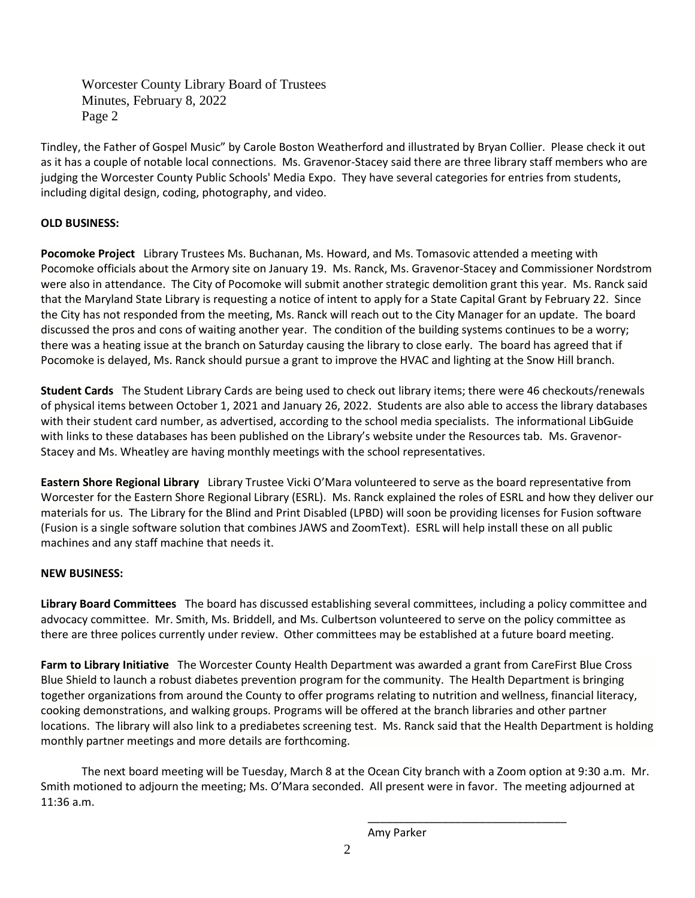Tindley, the Father of Gospel Music" by Carole Boston Weatherford and illustrated by Bryan Collier. Please check it out as it has a couple of notable local connections. Ms. Gravenor-Stacey said there are three library staff members who are judging the Worcester County Public Schools' Media Expo. They have several categories for entries from students, including digital design, coding, photography, and video.

**OLD BUSINESS:**

**Pocomoke Project** Library Trustees Ms. Buchanan, Ms. Howard, and Ms. Tomasovic attended a meeting with Pocomoke officials about the Armory site on January 19. Ms. Ranck, Ms. Gravenor-Stacey and Commissioner Nordstrom were also in attendance. The City of Pocomoke will submit another strategic demolition grant this year. Ms. Ranck said that the Maryland State Library is requesting a notice of intent to apply for a State Capital Grant by February 22. Since the City has not responded from the meeting, Ms. Ranck will reach out to the City Manager for an update. The board discussed the pros and cons of waiting another year. The condition of the building systems continues to be a worry; there was a heating issue at the branch on Saturday causing the library to close early. The board has agreed that if Pocomoke is delayed, Ms. Ranck should pursue a grant to improve the HVAC and lighting at the Snow Hill branch.

**Student Cards** The Student Library Cards are being used to check out library items; there were 46 checkouts/renewals of physical items between October 1, 2021 and January 26, 2022. Students are also able to access the library databases with their student card number, as advertised, according to the school media specialists. The informational LibGuide with links to these databases has been published on the Library's website under the Resources tab. Ms. Gravenor-Stacey and Ms. Wheatley are having monthly meetings with the school representatives.

**Eastern Shore Regional Library** Library Trustee Vicki O'Mara volunteered to serve as the board representative from Worcester for the Eastern Shore Regional Library (ESRL). Ms. Ranck explained the roles of ESRL and how they deliver our materials for us. The Library for the Blind and Print Disabled (LPBD) will soon be providing licenses for Fusion software (Fusion is a single software solution that combines JAWS and ZoomText). ESRL will help install these on all public machines and any staff machine that needs it.

**NEW BUSINESS:**

**Library Board Committees** The board has discussed establishing several committees, including a policy committee and advocacy committee. Mr. Smith, Ms. Briddell, and Ms. Culbertson volunteered to serve on the policy committee as there are three polices currently under review. Other committees may be established at a future board meeting.

**Farm to Library Initiative** The Worcester County Health Department was awarded a grant from CareFirst Blue Cross Blue Shield to launch a robust diabetes prevention program for the community. The Health Department is bringing together organizations from around the County to offer programs relating to nutrition and wellness, financial literacy, cooking demonstrations, and walking groups. Programs will be offered at the branch libraries and other partner locations. The library will also link to a prediabetes screening test. Ms. Ranck said that the Health Department is holding monthly partner meetings and more details are forthcoming.

The next board meeting will be Tuesday, March 8 at the Ocean City branch with a Zoom option at 9:30 a.m. Mr. Smith motioned to adjourn the meeting; Ms. O'Mara seconded. All present were in favor. The meeting adjourned at 11:36 a.m.

\_\_\_\_\_\_\_\_\_\_\_\_\_\_\_\_\_\_\_\_\_\_\_\_\_\_\_\_\_\_\_\_

Amy Parker